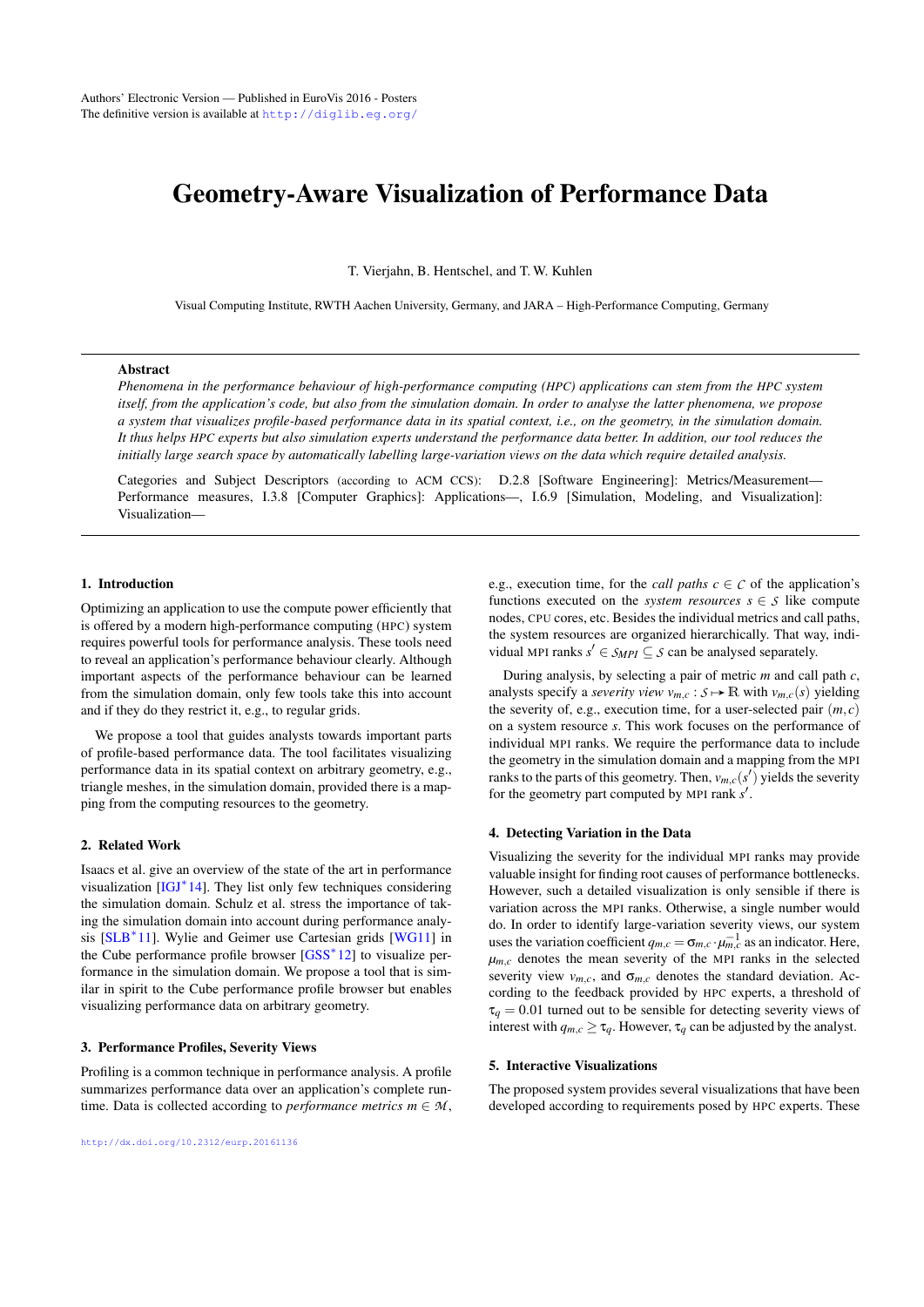Authors' Electronic Version — Published in EuroVis 2016 - Posters
The definitive version is available at http://diglib.eg.org/

# Geometry-Aware Visualization of Performance Data

T. Vierjahn, B. Hentschel, and T. W. Kuhlen

Visual Computing Institute, RWTH Aachen University, Germany, and JARA – High-Performance Computing, Germany

## Abstract

*Phenomena in the performance behaviour of high-performance computing (HPC) applications can stem from the HPC system itself, from the application's code, but also from the simulation domain. In order to analyse the latter phenomena, we propose a system that visualizes profile-based performance data in its spatial context, i.e., on the geometry, in the simulation domain. It thus helps HPC experts but also simulation experts understand the performance data better. In addition, our tool reduces the initially large search space by automatically labelling large-variation views on the data which require detailed analysis.*

Categories and Subject Descriptors (according to ACM CCS): D.2.8 [Software Engineering]: Metrics/Measurement—Performance measures, I.3.8 [Computer Graphics]: Applications—, I.6.9 [Simulation, Modeling, and Visualization]: Visualization—

## 1. Introduction

Optimizing an application to use the compute power efficiently that is offered by a modern high-performance computing (HPC) system requires powerful tools for performance analysis. These tools need to reveal an application's performance behaviour clearly. Although important aspects of the performance behaviour can be learned from the simulation domain, only few tools take this into account and if they do they restrict it, e.g., to regular grids.

We propose a tool that guides analysts towards important parts of profile-based performance data. The tool facilitates visualizing performance data in its spatial context on arbitrary geometry, e.g., triangle meshes, in the simulation domain, provided there is a mapping from the computing resources to the geometry.

## 2. Related Work

Isaacs et al. give an overview of the state of the art in performance visualization [IGJ*14]. They list only few techniques considering the simulation domain. Schulz et al. stress the importance of taking the simulation domain into account during performance analysis [SLB*11]. Wylie and Geimer use Cartesian grids [WG11] in the Cube performance profile browser [GSS*12] to visualize performance in the simulation domain. We propose a tool that is similar in spirit to the Cube performance profile browser but enables visualizing performance data on arbitrary geometry.

## 3. Performance Profiles, Severity Views

Profiling is a common technique in performance analysis. A profile summarizes performance data over an application's complete runtime. Data is collected according to *performance metrics* $m \in \mathcal{M}$, e.g., execution time, for the *call paths* $c \in \mathcal{C}$ of the application's functions executed on the *system resources* $s \in \mathcal{S}$ like compute nodes, CPU cores, etc. Besides the individual metrics and call paths, the system resources are organized hierarchically. That way, individual MPI ranks $s' \in \mathcal{S}_{MPI} \subseteq \mathcal{S}$ can be analysed separately.

During analysis, by selecting a pair of metric $m$ and call path $c$, analysts specify a *severity view* $v_{m,c} : \mathcal{S} \mapsto \mathbb{R}$ with $v_{m,c}(s)$ yielding the severity of, e.g., execution time, for a user-selected pair $(m,c)$ on a system resource $s$. This work focuses on the performance of individual MPI ranks. We require the performance data to include the geometry in the simulation domain and a mapping from the MPI ranks to the parts of this geometry. Then, $v_{m,c}(s')$ yields the severity for the geometry part computed by MPI rank $s'$.

## 4. Detecting Variation in the Data

Visualizing the severity for the individual MPI ranks may provide valuable insight for finding root causes of performance bottlenecks. However, such a detailed visualization is only sensible if there is variation across the MPI ranks. Otherwise, a single number would do. In order to identify large-variation severity views, our system uses the variation coefficient $q_{m,c} = \sigma_{m,c} \cdot \mu_{m,c}^{-1}$ as an indicator. Here, $\mu_{m,c}$ denotes the mean severity of the MPI ranks in the selected severity view $v_{m,c}$, and $\sigma_{m,c}$ denotes the standard deviation. According to the feedback provided by HPC experts, a threshold of $\tau_q = 0.01$ turned out to be sensible for detecting severity views of interest with $q_{m,c} \geq \tau_q$. However, $\tau_q$ can be adjusted by the analyst.

## 5. Interactive Visualizations

The proposed system provides several visualizations that have been developed according to requirements posed by HPC experts. These

http://dx.doi.org/10.2312/eurp.20161136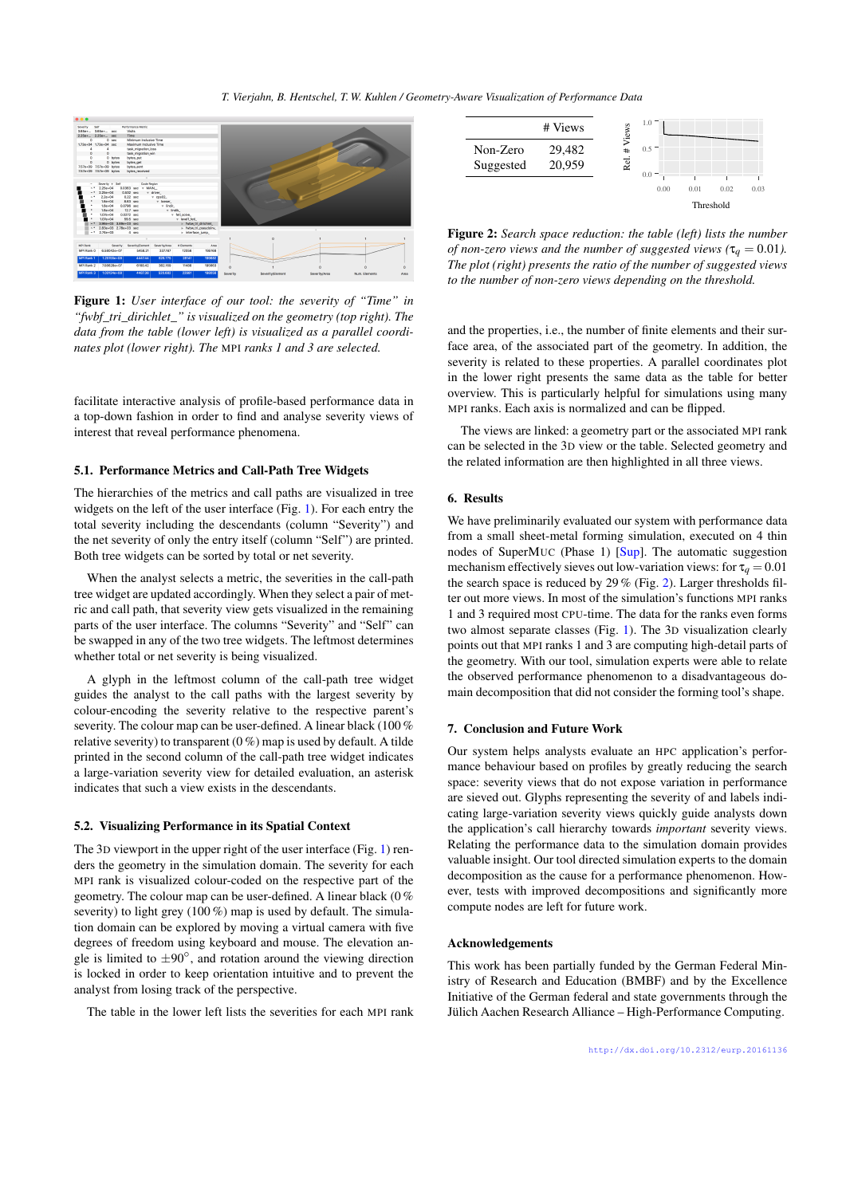**Figure 1:** *User interface of our tool: the severity of "Time" in "fwbf_tri_dirichlet_" is visualized on the geometry (top right). The data from the table (lower left) is visualized as a parallel coordinates plot (lower right). The MPI ranks 1 and 3 are selected.*

facilitate interactive analysis of profile-based performance data in a top-down fashion in order to find and analyse severity views of interest that reveal performance phenomena.

### 5.1. Performance Metrics and Call-Path Tree Widgets

The hierarchies of the metrics and call paths are visualized in tree widgets on the left of the user interface (Fig. 1). For each entry the total severity including the descendants (column "Severity") and the net severity of only the entry itself (column "Self") are printed. Both tree widgets can be sorted by total or net severity.

When the analyst selects a metric, the severities in the call-path tree widget are updated accordingly. When they select a pair of metric and call path, that severity view gets visualized in the remaining parts of the user interface. The columns "Severity" and "Self" can be swapped in any of the two tree widgets. The leftmost determines whether total or net severity is being visualized.

A glyph in the leftmost column of the call-path tree widget guides the analyst to the call paths with the largest severity by colour-encoding the severity relative to the respective parent's severity. The colour map can be user-defined. A linear black (100 % relative severity) to transparent (0 %) map is used by default. A tilde printed in the second column of the call-path tree widget indicates a large-variation severity view for detailed evaluation, an asterisk indicates that such a view exists in the descendants.

### 5.2. Visualizing Performance in its Spatial Context

The 3D viewport in the upper right of the user interface (Fig. 1) renders the geometry in the simulation domain. The severity for each MPI rank is visualized colour-coded on the respective part of the geometry. The colour map can be user-defined. A linear black (0 % severity) to light grey (100 %) map is used by default. The simulation domain can be explored by moving a virtual camera with five degrees of freedom using keyboard and mouse. The elevation angle is limited to $\pm 90^{\circ}$, and rotation around the viewing direction is locked in order to keep orientation intuitive and to prevent the analyst from losing track of the perspective.

The table in the lower left lists the severities for each MPI rank and the properties, i.e., the number of finite elements and their surface area, of the associated part of the geometry. In addition, the severity is related to these properties. A parallel coordinates plot in the lower right presents the same data as the table for better overview. This is particularly helpful for simulations using many MPI ranks. Each axis is normalized and can be flipped.

The views are linked: a geometry part or the associated MPI rank can be selected in the 3D view or the table. Selected geometry and the related information are then highlighted in all three views.

| | # Views |
|---|---|
| Non-Zero | 29,482 |
| Suggested | 20,959 |

**Figure 2:** *Search space reduction: the table (left) lists the number of non-zero views and the number of suggested views ($\tau_q = 0.01$). The plot (right) presents the ratio of the number of suggested views to the number of non-zero views depending on the threshold.*

## 6. Results

We have preliminarily evaluated our system with performance data from a small sheet-metal forming simulation, executed on 4 thin nodes of SuperMUC (Phase 1) [Sup]. The automatic suggestion mechanism effectively sieves out low-variation views: for $\tau_q = 0.01$ the search space is reduced by 29 % (Fig. 2). Larger thresholds filter out more views. In most of the simulation's functions MPI ranks 1 and 3 required most CPU-time. The data for the ranks even forms two almost separate classes (Fig. 1). The 3D visualization clearly points out that MPI ranks 1 and 3 are computing high-detail parts of the geometry. With our tool, simulation experts were able to relate the observed performance phenomenon to a disadvantageous domain decomposition that did not consider the forming tool's shape.

## 7. Conclusion and Future Work

Our system helps analysts evaluate an HPC application's performance behaviour based on profiles by greatly reducing the search space: severity views that do not expose variation in performance are sieved out. Glyphs representing the severity of and labels indicating large-variation severity views quickly guide analysts down the application's call hierarchy towards *important* severity views. Relating the performance data to the simulation domain provides valuable insight. Our tool directed simulation experts to the domain decomposition as the cause for a performance phenomenon. However, tests with improved decompositions and significantly more compute nodes are left for future work.

### Acknowledgements

This work has been partially funded by the German Federal Ministry of Research and Education (BMBF) and by the Excellence Initiative of the German federal and state governments through the Jülich Aachen Research Alliance – High-Performance Computing.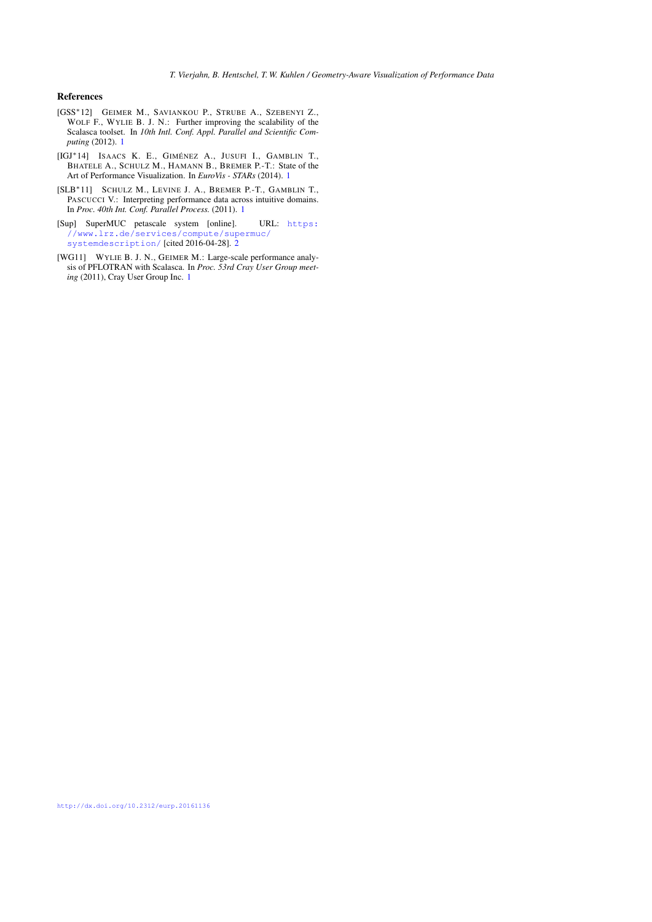## References

[GSS*12] GEIMER M., SAVIANKOU P., STRUBE A., SZEBENYI Z., WOLF F., WYLIE B. J. N.: Further improving the scalability of the Scalasca toolset. In *10th Intl. Conf. Appl. Parallel and Scientific Computing* (2012). 1

[IGJ*14] ISAACS K. E., GIMÉNEZ A., JUSUFI I., GAMBLIN T., BHATELE A., SCHULZ M., HAMANN B., BREMER P.-T.: State of the Art of Performance Visualization. In *EuroVis - STARs* (2014). 1

[SLB*11] SCHULZ M., LEVINE J. A., BREMER P.-T., GAMBLIN T., PASCUCCI V.: Interpreting performance data across intuitive domains. In *Proc. 40th Int. Conf. Parallel Process.* (2011). 1

[Sup] SuperMUC petascale system [online]. URL: https://www.lrz.de/services/compute/supermuc/systemdescription/ [cited 2016-04-28]. 2

[WG11] WYLIE B. J. N., GEIMER M.: Large-scale performance analysis of PFLOTRAN with Scalasca. In *Proc. 53rd Cray User Group meeting* (2011), Cray User Group Inc. 1

http://dx.doi.org/10.2312/eurp.20161136